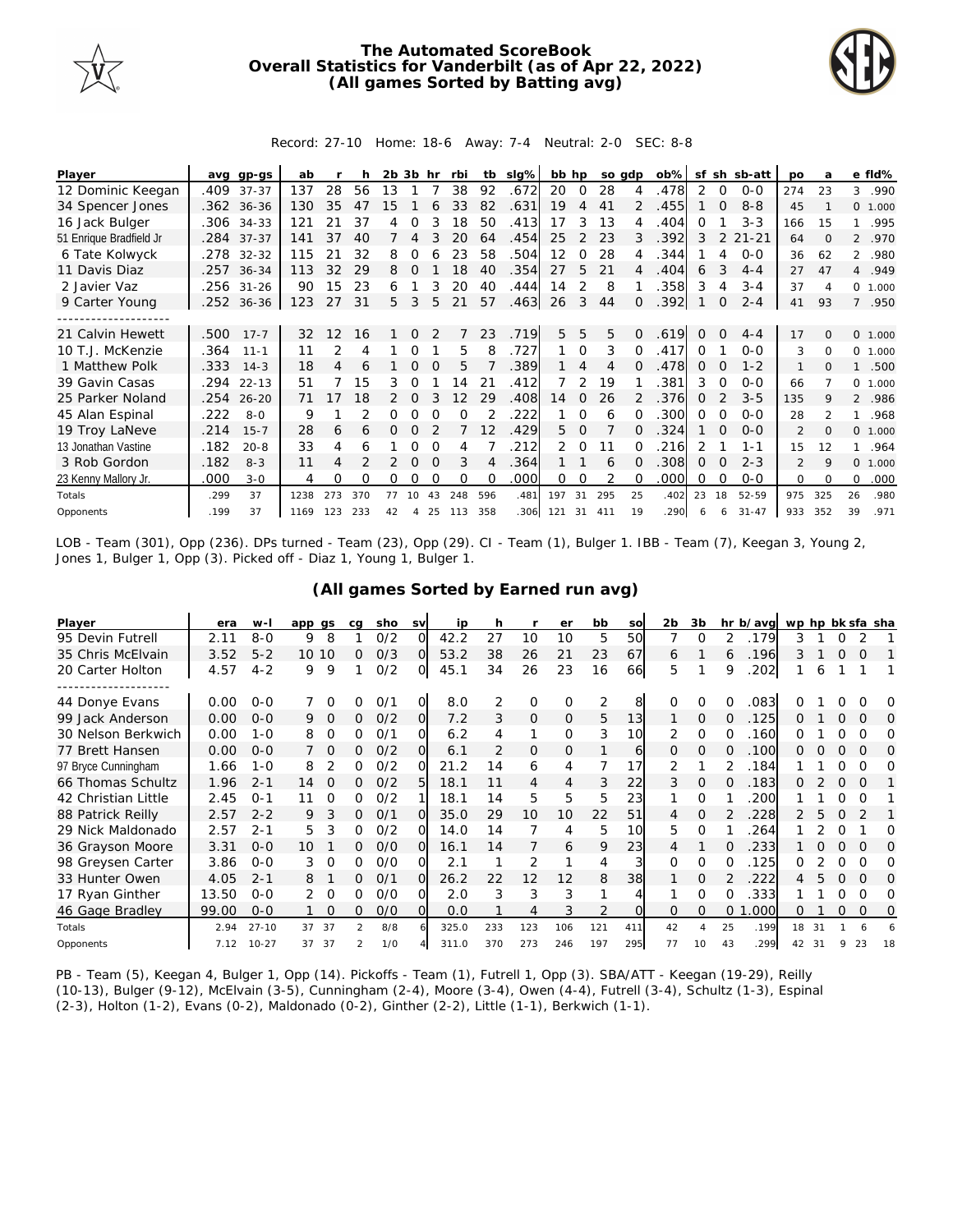# The Automated ScoreBook
## Overall Statistics for Vanderbilt (as of Apr 22, 2022)
## (All games Sorted by Batting avg)

Record: 27-10 Home: 18-6 Away: 7-4 Neutral: 2-0 SEC: 8-8

| Player | avg | gp-gs | ab | r | h | 2b | 3b | hr | rbi | tb | slg% | bb | hp | so | gdp | ob% | sf | sh | sb-att | po | a | e | fld% |
|---|---|---|---|---|---|---|---|---|---|---|---|---|---|---|---|---|---|---|---|---|---|---|---|
| 12 Dominic Keegan | .409 | 37-37 | 137 | 28 | 56 | 13 | 1 | 7 | 38 | 92 | .672 | 20 | 0 | 28 | 4 | .478 | 2 | 0 | 0-0 | 274 | 23 | 3 | .990 |
| 34 Spencer Jones | .362 | 36-36 | 130 | 35 | 47 | 15 | 1 | 6 | 33 | 82 | .631 | 19 | 4 | 41 | 2 | .455 | 1 | 0 | 8-8 | 45 | 1 | 0 | 1.000 |
| 16 Jack Bulger | .306 | 34-33 | 121 | 21 | 37 | 4 | 0 | 3 | 18 | 50 | .413 | 17 | 3 | 13 | 4 | .404 | 0 | 1 | 3-3 | 166 | 15 | 1 | .995 |
| 51 Enrique Bradfield Jr | .284 | 37-37 | 141 | 37 | 40 | 7 | 4 | 3 | 20 | 64 | .454 | 25 | 2 | 23 | 3 | .392 | 3 | 2 | 21-21 | 64 | 0 | 2 | .970 |
| 6 Tate Kolwyck | .278 | 32-32 | 115 | 21 | 32 | 8 | 0 | 6 | 23 | 58 | .504 | 12 | 0 | 28 | 4 | .344 | 1 | 4 | 0-0 | 36 | 62 | 2 | .980 |
| 11 Davis Diaz | .257 | 36-34 | 113 | 32 | 29 | 8 | 0 | 1 | 18 | 40 | .354 | 27 | 5 | 21 | 4 | .404 | 6 | 3 | 4-4 | 27 | 47 | 4 | .949 |
| 2 Javier Vaz | .256 | 31-26 | 90 | 15 | 23 | 6 | 1 | 3 | 20 | 40 | .444 | 14 | 2 | 8 | 1 | .358 | 3 | 4 | 3-4 | 37 | 4 | 0 | 1.000 |
| 9 Carter Young | .252 | 36-36 | 123 | 27 | 31 | 5 | 3 | 5 | 21 | 57 | .463 | 26 | 3 | 44 | 0 | .392 | 1 | 0 | 2-4 | 41 | 93 | 7 | .950 |
| -------------------- | | | | | | | | | | | | | | | | | | | | | | | |
| 21 Calvin Hewett | .500 | 17-7 | 32 | 12 | 16 | 1 | 0 | 2 | 7 | 23 | .719 | 5 | 5 | 5 | 0 | .619 | 0 | 0 | 4-4 | 17 | 0 | 0 | 1.000 |
| 10 T.J. McKenzie | .364 | 11-1 | 11 | 2 | 4 | 1 | 0 | 1 | 5 | 8 | .727 | 1 | 0 | 3 | 0 | .417 | 0 | 1 | 0-0 | 3 | 0 | 0 | 1.000 |
| 1 Matthew Polk | .333 | 14-3 | 18 | 4 | 6 | 1 | 0 | 0 | 5 | 7 | .389 | 1 | 4 | 4 | 0 | .478 | 0 | 0 | 1-2 | 1 | 0 | 1 | .500 |
| 39 Gavin Casas | .294 | 22-13 | 51 | 7 | 15 | 3 | 0 | 1 | 14 | 21 | .412 | 7 | 2 | 19 | 1 | .381 | 3 | 0 | 0-0 | 66 | 7 | 0 | 1.000 |
| 25 Parker Noland | .254 | 26-20 | 71 | 17 | 18 | 2 | 0 | 3 | 12 | 29 | .408 | 14 | 0 | 26 | 2 | .376 | 0 | 2 | 3-5 | 135 | 9 | 2 | .986 |
| 45 Alan Espinal | .222 | 8-0 | 9 | 1 | 2 | 0 | 0 | 0 | 0 | 2 | .222 | 1 | 0 | 6 | 0 | .300 | 0 | 0 | 0-0 | 28 | 2 | 1 | .968 |
| 19 Troy LaNeve | .214 | 15-7 | 28 | 6 | 6 | 0 | 0 | 2 | 7 | 12 | .429 | 5 | 0 | 7 | 0 | .324 | 1 | 0 | 0-0 | 2 | 0 | 0 | 1.000 |
| 13 Jonathan Vastine | .182 | 20-8 | 33 | 4 | 6 | 1 | 0 | 0 | 4 | 7 | .212 | 2 | 0 | 11 | 0 | .216 | 2 | 1 | 1-1 | 15 | 12 | 1 | .964 |
| 3 Rob Gordon | .182 | 8-3 | 11 | 4 | 2 | 2 | 0 | 0 | 3 | 4 | .364 | 1 | 1 | 6 | 0 | .308 | 0 | 0 | 2-3 | 2 | 9 | 0 | 1.000 |
| 23 Kenny Mallory Jr. | .000 | 3-0 | 4 | 0 | 0 | 0 | 0 | 0 | 0 | 0 | .000 | 0 | 0 | 2 | 0 | .000 | 0 | 0 | 0-0 | 0 | 0 | 0 | .000 |
| Totals | .299 | 37 | 1238 | 273 | 370 | 77 | 10 | 43 | 248 | 596 | .481 | 197 | 31 | 295 | 25 | .402 | 23 | 18 | 52-59 | 975 | 325 | 26 | .980 |
| Opponents | .199 | 37 | 1169 | 123 | 233 | 42 | 4 | 25 | 113 | 358 | .306 | 121 | 31 | 411 | 19 | .290 | 6 | 6 | 31-47 | 933 | 352 | 39 | .971 |

LOB - Team (301), Opp (236). DPs turned - Team (23), Opp (29). CI - Team (1), Bulger 1. IBB - Team (7), Keegan 3, Young 2, Jones 1, Bulger 1, Opp (3). Picked off - Diaz 1, Young 1, Bulger 1.

## (All games Sorted by Earned run avg)

| Player | era | w-l | app | gs | cg | sho | sv | ip | h | r | er | bb | so | 2b | 3b | hr | b/avg | wp | hp | bk | sfa | sha |
|---|---|---|---|---|---|---|---|---|---|---|---|---|---|---|---|---|---|---|---|---|---|---|
| 95 Devin Futrell | 2.11 | 8-0 | 9 | 8 | 1 | 0/2 | 0 | 42.2 | 27 | 10 | 10 | 5 | 50 | 7 | 0 | 2 | .179 | 3 | 1 | 0 | 2 | 1 |
| 35 Chris McElvain | 3.52 | 5-2 | 10 | 10 | 0 | 0/3 | 0 | 53.2 | 38 | 26 | 21 | 23 | 67 | 6 | 1 | 6 | .196 | 3 | 1 | 0 | 0 | 1 |
| 20 Carter Holton | 4.57 | 4-2 | 9 | 9 | 1 | 0/2 | 0 | 45.1 | 34 | 26 | 23 | 16 | 66 | 5 | 1 | 9 | .202 | 1 | 6 | 1 | 1 | 1 |
| -------------------- | | | | | | | | | | | | | | | | | | | | | | |
| 44 Donye Evans | 0.00 | 0-0 | 7 | 0 | 0 | 0/1 | 0 | 8.0 | 2 | 0 | 0 | 2 | 8 | 0 | 0 | 0 | .083 | 0 | 1 | 0 | 0 | 0 |
| 99 Jack Anderson | 0.00 | 0-0 | 9 | 0 | 0 | 0/2 | 0 | 7.2 | 3 | 0 | 0 | 5 | 13 | 1 | 0 | 0 | .125 | 0 | 1 | 0 | 0 | 0 |
| 30 Nelson Berkwich | 0.00 | 1-0 | 8 | 0 | 0 | 0/1 | 0 | 6.2 | 4 | 1 | 0 | 3 | 10 | 2 | 0 | 0 | .160 | 0 | 1 | 0 | 0 | 0 |
| 77 Brett Hansen | 0.00 | 0-0 | 7 | 0 | 0 | 0/2 | 0 | 6.1 | 2 | 0 | 0 | 1 | 6 | 0 | 0 | 0 | .100 | 0 | 0 | 0 | 0 | 0 |
| 97 Bryce Cunningham | 1.66 | 1-0 | 8 | 2 | 0 | 0/2 | 0 | 21.2 | 14 | 6 | 4 | 7 | 17 | 2 | 1 | 2 | .184 | 1 | 1 | 0 | 0 | 0 |
| 66 Thomas Schultz | 1.96 | 2-1 | 14 | 0 | 0 | 0/2 | 5 | 18.1 | 11 | 4 | 4 | 3 | 22 | 3 | 0 | 0 | .183 | 0 | 2 | 0 | 0 | 1 |
| 42 Christian Little | 2.45 | 0-1 | 11 | 0 | 0 | 0/2 | 1 | 18.1 | 14 | 5 | 5 | 5 | 23 | 1 | 0 | 1 | .200 | 1 | 1 | 0 | 0 | 1 |
| 88 Patrick Reilly | 2.57 | 2-2 | 9 | 3 | 0 | 0/1 | 0 | 35.0 | 29 | 10 | 10 | 22 | 51 | 4 | 0 | 2 | .228 | 2 | 5 | 0 | 2 | 1 |
| 29 Nick Maldonado | 2.57 | 2-1 | 5 | 3 | 0 | 0/2 | 0 | 14.0 | 14 | 7 | 4 | 5 | 10 | 5 | 0 | 1 | .264 | 1 | 2 | 0 | 1 | 0 |
| 36 Grayson Moore | 3.31 | 0-0 | 10 | 1 | 0 | 0/0 | 0 | 16.1 | 14 | 7 | 6 | 9 | 23 | 4 | 1 | 0 | .233 | 1 | 0 | 0 | 0 | 0 |
| 98 Greysen Carter | 3.86 | 0-0 | 3 | 0 | 0 | 0/0 | 0 | 2.1 | 1 | 2 | 1 | 4 | 3 | 0 | 0 | 0 | .125 | 0 | 2 | 0 | 0 | 0 |
| 33 Hunter Owen | 4.05 | 2-1 | 8 | 1 | 0 | 0/1 | 0 | 26.2 | 22 | 12 | 12 | 8 | 38 | 1 | 0 | 2 | .222 | 4 | 5 | 0 | 0 | 0 |
| 17 Ryan Ginther | 13.50 | 0-0 | 2 | 0 | 0 | 0/0 | 0 | 2.0 | 3 | 3 | 3 | 1 | 4 | 1 | 0 | 0 | .333 | 1 | 1 | 0 | 0 | 0 |
| 46 Gage Bradley | 99.00 | 0-0 | 1 | 0 | 0 | 0/0 | 0 | 0.0 | 1 | 4 | 3 | 2 | 0 | 0 | 0 | 0 | 1.000 | 0 | 1 | 0 | 0 | 0 |
| Totals | 2.94 | 27-10 | 37 | 37 | 2 | 8/8 | 6 | 325.0 | 233 | 123 | 106 | 121 | 411 | 42 | 4 | 25 | .199 | 18 | 31 | 1 | 6 | 6 |
| Opponents | 7.12 | 10-27 | 37 | 37 | 2 | 1/0 | 4 | 311.0 | 370 | 273 | 246 | 197 | 295 | 77 | 10 | 43 | .299 | 42 | 31 | 9 | 23 | 18 |

PB - Team (5), Keegan 4, Bulger 1, Opp (14). Pickoffs - Team (1), Futrell 1, Opp (3). SBA/ATT - Keegan (19-29), Reilly (10-13), Bulger (9-12), McElvain (3-5), Cunningham (2-4), Moore (3-4), Owen (4-4), Futrell (3-4), Schultz (1-3), Espinal (2-3), Holton (1-2), Evans (0-2), Maldonado (0-2), Ginther (2-2), Little (1-1), Berkwich (1-1).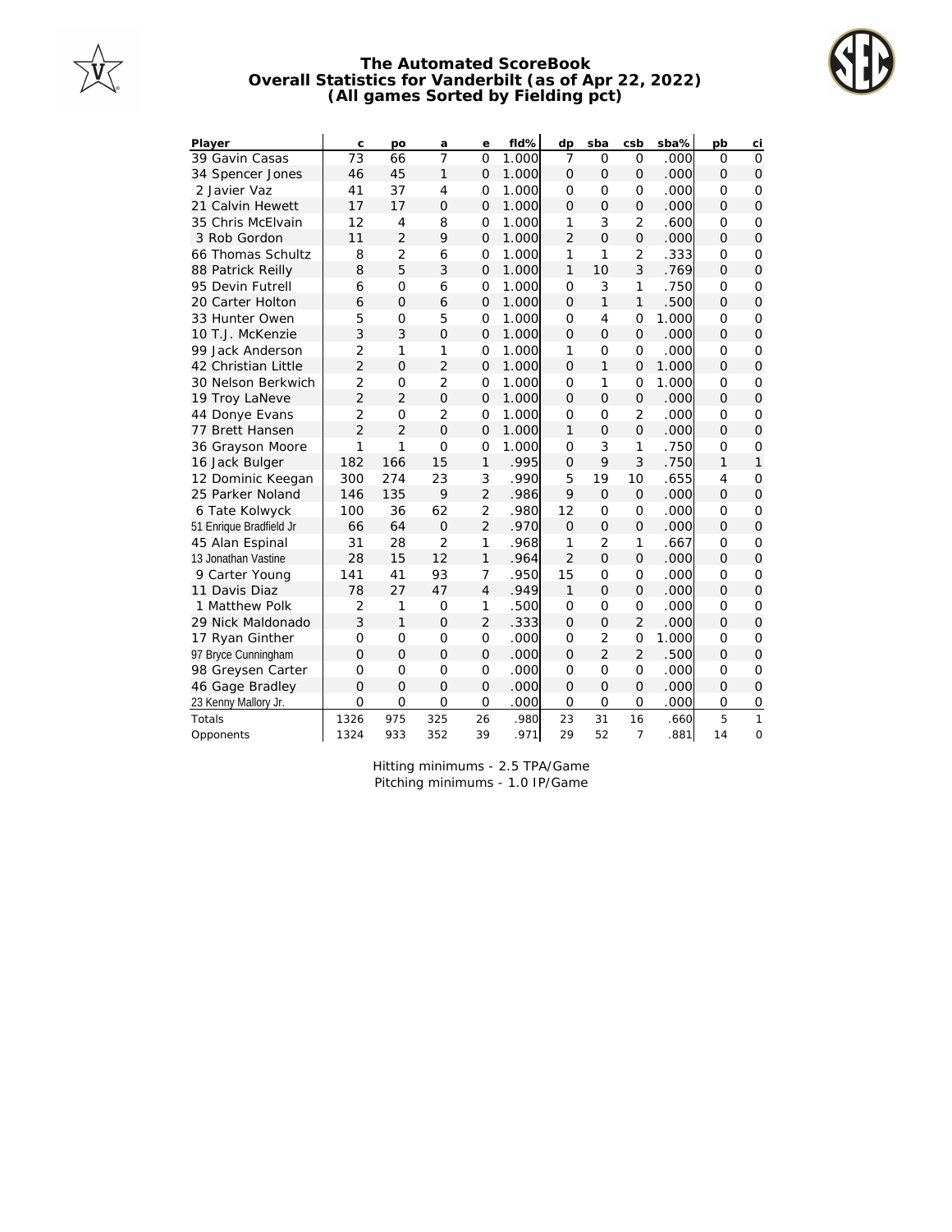# The Automated ScoreBook
## Overall Statistics for Vanderbilt (as of Apr 22, 2022)
## (All games Sorted by Fielding pct)

| Player | c | po | a | e | fld% | dp | sba | csb | sba% | pb | ci |
|---|---|---|---|---|---|---|---|---|---|---|---|
| 39 Gavin Casas | 73 | 66 | 7 | 0 | 1.000 | 7 | 0 | 0 | .000 | 0 | 0 |
| 34 Spencer Jones | 46 | 45 | 1 | 0 | 1.000 | 0 | 0 | 0 | .000 | 0 | 0 |
| 2 Javier Vaz | 41 | 37 | 4 | 0 | 1.000 | 0 | 0 | 0 | .000 | 0 | 0 |
| 21 Calvin Hewett | 17 | 17 | 0 | 0 | 1.000 | 0 | 0 | 0 | .000 | 0 | 0 |
| 35 Chris McElvain | 12 | 4 | 8 | 0 | 1.000 | 1 | 3 | 2 | .600 | 0 | 0 |
| 3 Rob Gordon | 11 | 2 | 9 | 0 | 1.000 | 2 | 0 | 0 | .000 | 0 | 0 |
| 66 Thomas Schultz | 8 | 2 | 6 | 0 | 1.000 | 1 | 1 | 2 | .333 | 0 | 0 |
| 88 Patrick Reilly | 8 | 5 | 3 | 0 | 1.000 | 1 | 10 | 3 | .769 | 0 | 0 |
| 95 Devin Futrell | 6 | 0 | 6 | 0 | 1.000 | 0 | 3 | 1 | .750 | 0 | 0 |
| 20 Carter Holton | 6 | 0 | 6 | 0 | 1.000 | 0 | 1 | 1 | .500 | 0 | 0 |
| 33 Hunter Owen | 5 | 0 | 5 | 0 | 1.000 | 0 | 4 | 0 | 1.000 | 0 | 0 |
| 10 T.J. McKenzie | 3 | 3 | 0 | 0 | 1.000 | 0 | 0 | 0 | .000 | 0 | 0 |
| 99 Jack Anderson | 2 | 1 | 1 | 0 | 1.000 | 1 | 0 | 0 | .000 | 0 | 0 |
| 42 Christian Little | 2 | 0 | 2 | 0 | 1.000 | 0 | 1 | 0 | 1.000 | 0 | 0 |
| 30 Nelson Berkwich | 2 | 0 | 2 | 0 | 1.000 | 0 | 1 | 0 | 1.000 | 0 | 0 |
| 19 Troy LaNeve | 2 | 2 | 0 | 0 | 1.000 | 0 | 0 | 0 | .000 | 0 | 0 |
| 44 Donye Evans | 2 | 0 | 2 | 0 | 1.000 | 0 | 0 | 2 | .000 | 0 | 0 |
| 77 Brett Hansen | 2 | 2 | 0 | 0 | 1.000 | 1 | 0 | 0 | .000 | 0 | 0 |
| 36 Grayson Moore | 1 | 1 | 0 | 0 | 1.000 | 0 | 3 | 1 | .750 | 0 | 0 |
| 16 Jack Bulger | 182 | 166 | 15 | 1 | .995 | 0 | 9 | 3 | .750 | 1 | 1 |
| 12 Dominic Keegan | 300 | 274 | 23 | 3 | .990 | 5 | 19 | 10 | .655 | 4 | 0 |
| 25 Parker Noland | 146 | 135 | 9 | 2 | .986 | 9 | 0 | 0 | .000 | 0 | 0 |
| 6 Tate Kolwyck | 100 | 36 | 62 | 2 | .980 | 12 | 0 | 0 | .000 | 0 | 0 |
| 51 Enrique Bradfield Jr | 66 | 64 | 0 | 2 | .970 | 0 | 0 | 0 | .000 | 0 | 0 |
| 45 Alan Espinal | 31 | 28 | 2 | 1 | .968 | 1 | 2 | 1 | .667 | 0 | 0 |
| 13 Jonathan Vastine | 28 | 15 | 12 | 1 | .964 | 2 | 0 | 0 | .000 | 0 | 0 |
| 9 Carter Young | 141 | 41 | 93 | 7 | .950 | 15 | 0 | 0 | .000 | 0 | 0 |
| 11 Davis Diaz | 78 | 27 | 47 | 4 | .949 | 1 | 0 | 0 | .000 | 0 | 0 |
| 1 Matthew Polk | 2 | 1 | 0 | 1 | .500 | 0 | 0 | 0 | .000 | 0 | 0 |
| 29 Nick Maldonado | 3 | 1 | 0 | 2 | .333 | 0 | 0 | 2 | .000 | 0 | 0 |
| 17 Ryan Ginther | 0 | 0 | 0 | 0 | .000 | 0 | 2 | 0 | 1.000 | 0 | 0 |
| 97 Bryce Cunningham | 0 | 0 | 0 | 0 | .000 | 0 | 2 | 2 | .500 | 0 | 0 |
| 98 Greysen Carter | 0 | 0 | 0 | 0 | .000 | 0 | 0 | 0 | .000 | 0 | 0 |
| 46 Gage Bradley | 0 | 0 | 0 | 0 | .000 | 0 | 0 | 0 | .000 | 0 | 0 |
| 23 Kenny Mallory Jr. | 0 | 0 | 0 | 0 | .000 | 0 | 0 | 0 | .000 | 0 | 0 |
| Totals | 1326 | 975 | 325 | 26 | .980 | 23 | 31 | 16 | .660 | 5 | 1 |
| Opponents | 1324 | 933 | 352 | 39 | .971 | 29 | 52 | 7 | .881 | 14 | 0 |

Hitting minimums - 2.5 TPA/Game
Pitching minimums - 1.0 IP/Game